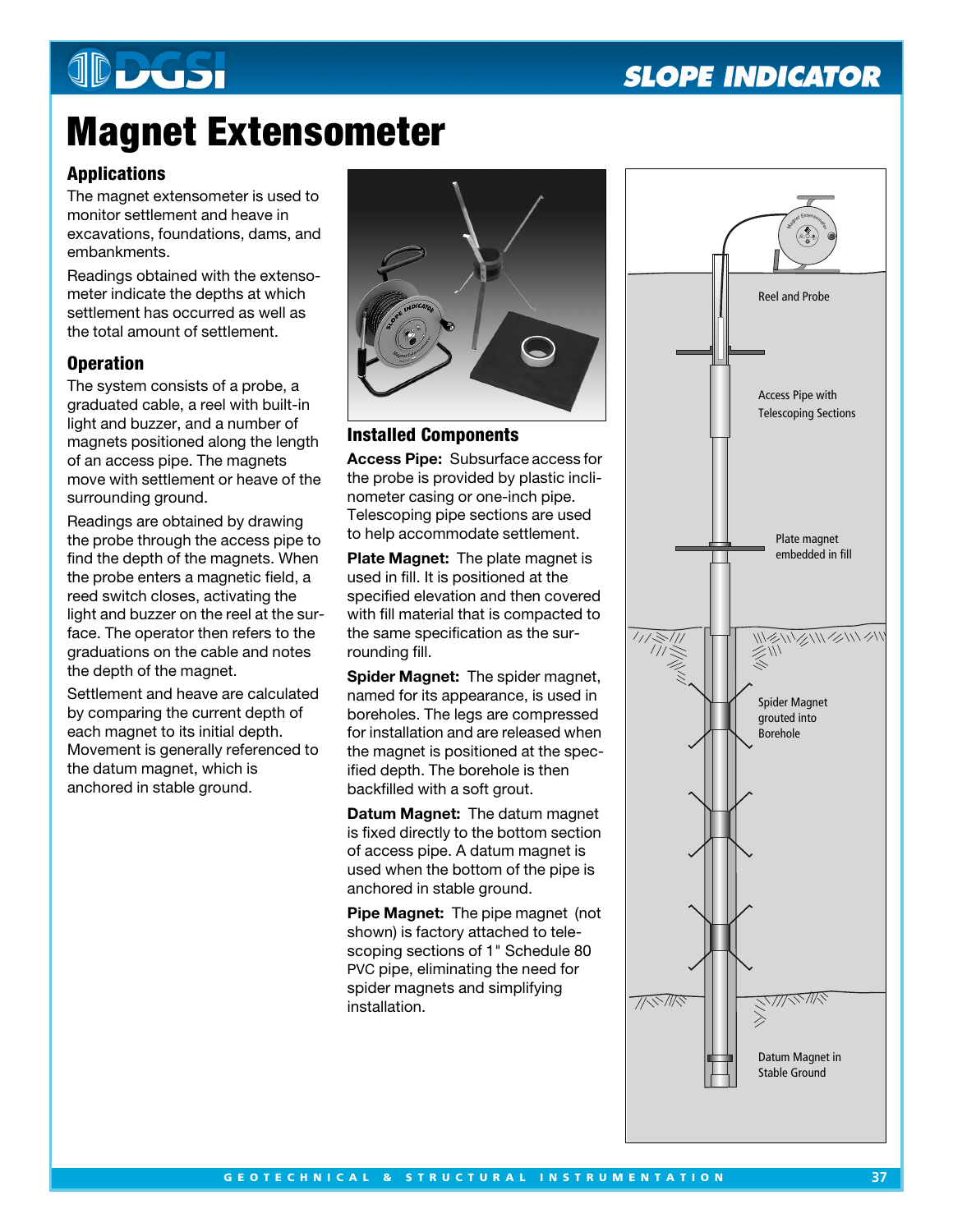# Magnet Extensometer

## Applications

The magnet extensometer is used to monitor settlement and heave in excavations, foundations, dams, and embankments.

Readings obtained with the extensometer indicate the depths at which settlement has occurred as well as the total amount of settlement.

## Operation

The system consists of a probe, a graduated cable, a reel with built-in light and buzzer, and a number of magnets positioned along the length of an access pipe. The magnets move with settlement or heave of the surrounding ground.

Readings are obtained by drawing the probe through the access pipe to find the depth of the magnets. When the probe enters a magnetic field, a reed switch closes, activating the light and buzzer on the reel at the surface. The operator then refers to the graduations on the cable and notes the depth of the magnet.

Settlement and heave are calculated by comparing the current depth of each magnet to its initial depth. Movement is generally referenced to the datum magnet, which is anchored in stable ground.

## Installed Components

**Access Pipe:** Subsurface access for the probe is provided by plastic inclinometer casing or one-inch pipe. Telescoping pipe sections are used to help accommodate settlement.

**Plate Magnet:** The plate magnet is used in fill. It is positioned at the specified elevation and then covered with fill material that is compacted to the same specification as the surrounding fill.

**Spider Magnet:** The spider magnet, named for its appearance, is used in boreholes. The legs are compressed for installation and are released when the magnet is positioned at the specified depth. The borehole is then backfilled with a soft grout.

**Datum Magnet:** The datum magnet is fixed directly to the bottom section of access pipe. A datum magnet is used when the bottom of the pipe is anchored in stable ground.

**Pipe Magnet:** The pipe magnet (not shown) is factory attached to telescoping sections of 1" Schedule 80 PVC pipe, eliminating the need for spider magnets and simplifying installation.

Reel and Probe

Access Pipe with Telescoping Sections

Plate magnet embedded in fill

Spider Magnet grouted into Borehole

Datum Magnet in Stable Ground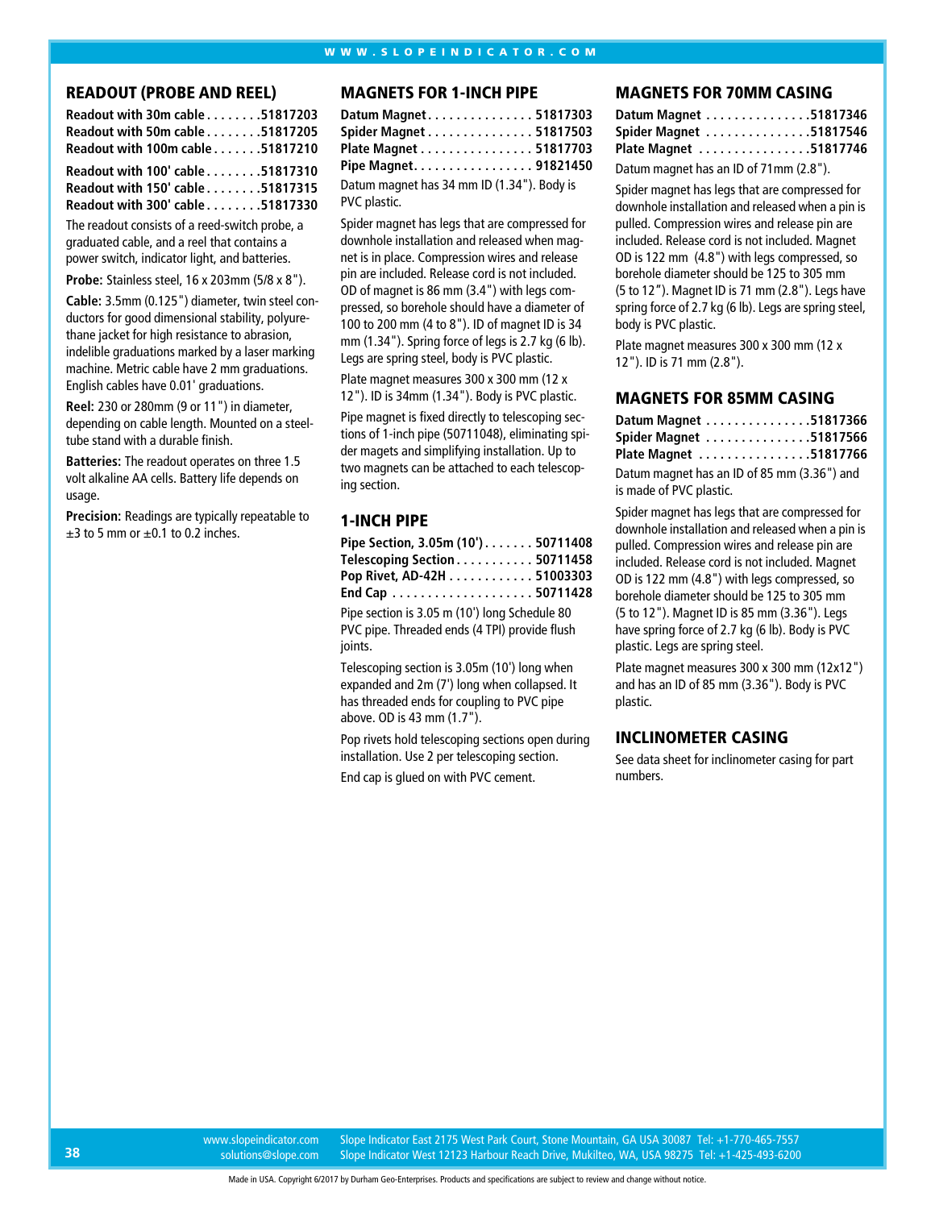## READOUT (PROBE AND REEL)

**Readout with 30m cable . . . . . . . .51817203**
**Readout with 50m cable . . . . . . . .51817205**
**Readout with 100m cable . . . . . . .51817210**

**Readout with 100' cable . . . . . . . .51817310**
**Readout with 150' cable . . . . . . . .51817315**
**Readout with 300' cable . . . . . . . .51817330**

The readout consists of a reed-switch probe, a graduated cable, and a reel that contains a power switch, indicator light, and batteries.

**Probe:** Stainless steel, 16 x 203mm (5/8 x 8").

**Cable:** 3.5mm (0.125") diameter, twin steel conductors for good dimensional stability, polyurethane jacket for high resistance to abrasion, indelible graduations marked by a laser marking machine. Metric cable have 2 mm graduations. English cables have 0.01' graduations.

**Reel:** 230 or 280mm (9 or 11") in diameter, depending on cable length. Mounted on a steel-tube stand with a durable finish.

**Batteries:** The readout operates on three 1.5 volt alkaline AA cells. Battery life depends on usage.

**Precision:** Readings are typically repeatable to ±3 to 5 mm or ±0.1 to 0.2 inches.

## MAGNETS FOR 1-INCH PIPE

**Datum Magnet . . . . . . . . . . . . . . . 51817303**
**Spider Magnet . . . . . . . . . . . . . . . 51817503**
**Plate Magnet . . . . . . . . . . . . . . . . 51817703**
**Pipe Magnet. . . . . . . . . . . . . . . . . 91821450**

Datum magnet has 34 mm ID (1.34"). Body is PVC plastic.

Spider magnet has legs that are compressed for downhole installation and released when magnet is in place. Compression wires and release pin are included. Release cord is not included. OD of magnet is 86 mm (3.4") with legs compressed, so borehole should have a diameter of 100 to 200 mm (4 to 8"). ID of magnet ID is 34 mm (1.34"). Spring force of legs is 2.7 kg (6 lb). Legs are spring steel, body is PVC plastic.

Plate magnet measures 300 x 300 mm (12 x 12"). ID is 34mm (1.34"). Body is PVC plastic.

Pipe magnet is fixed directly to telescoping sections of 1-inch pipe (50711048), eliminating spider magets and simplifying installation. Up to two magnets can be attached to each telescoping section.

## 1-INCH PIPE

**Pipe Section, 3.05m (10') . . . . . . . 50711408**
**Telescoping Section . . . . . . . . . . . 50711458**
**Pop Rivet, AD-42H . . . . . . . . . . . . 51003303**
**End Cap . . . . . . . . . . . . . . . . . . . . 50711428**

Pipe section is 3.05 m (10') long Schedule 80 PVC pipe. Threaded ends (4 TPI) provide flush joints.

Telescoping section is 3.05m (10') long when expanded and 2m (7') long when collapsed. It has threaded ends for coupling to PVC pipe above. OD is 43 mm (1.7").

Pop rivets hold telescoping sections open during installation. Use 2 per telescoping section.

End cap is glued on with PVC cement.

## MAGNETS FOR 70MM CASING

**Datum Magnet . . . . . . . . . . . . . . .51817346**
**Spider Magnet . . . . . . . . . . . . . . .51817546**
**Plate Magnet . . . . . . . . . . . . . . . .51817746**

Datum magnet has an ID of 71mm (2.8").

Spider magnet has legs that are compressed for downhole installation and released when a pin is pulled. Compression wires and release pin are included. Release cord is not included. Magnet OD is 122 mm (4.8") with legs compressed, so borehole diameter should be 125 to 305 mm (5 to 12"). Magnet ID is 71 mm (2.8"). Legs have spring force of 2.7 kg (6 lb). Legs are spring steel, body is PVC plastic.

Plate magnet measures 300 x 300 mm (12 x 12"). ID is 71 mm (2.8").

## MAGNETS FOR 85MM CASING

**Datum Magnet . . . . . . . . . . . . . . .51817366**
**Spider Magnet . . . . . . . . . . . . . . .51817566**
**Plate Magnet . . . . . . . . . . . . . . . .51817766**

Datum magnet has an ID of 85 mm (3.36") and is made of PVC plastic.

Spider magnet has legs that are compressed for downhole installation and released when a pin is pulled. Compression wires and release pin are included. Release cord is not included. Magnet OD is 122 mm (4.8") with legs compressed, so borehole diameter should be 125 to 305 mm (5 to 12"). Magnet ID is 85 mm (3.36"). Legs have spring force of 2.7 kg (6 lb). Body is PVC plastic. Legs are spring steel.

Plate magnet measures 300 x 300 mm (12x12") and has an ID of 85 mm (3.36"). Body is PVC plastic.

## INCLINOMETER CASING

See data sheet for inclinometer casing for part numbers.

www.slopeindicator.com Slope Indicator East 2175 West Park Court, Stone Mountain, GA USA 30087 Tel: +1-770-465-7557
solutions@slope.com Slope Indicator West 12123 Harbour Reach Drive, Mukilteo, WA, USA 98275 Tel: +1-425-493-6200

Made in USA. Copyright 6/2017 by Durham Geo-Enterprises. Products and specifications are subject to review and change without notice.